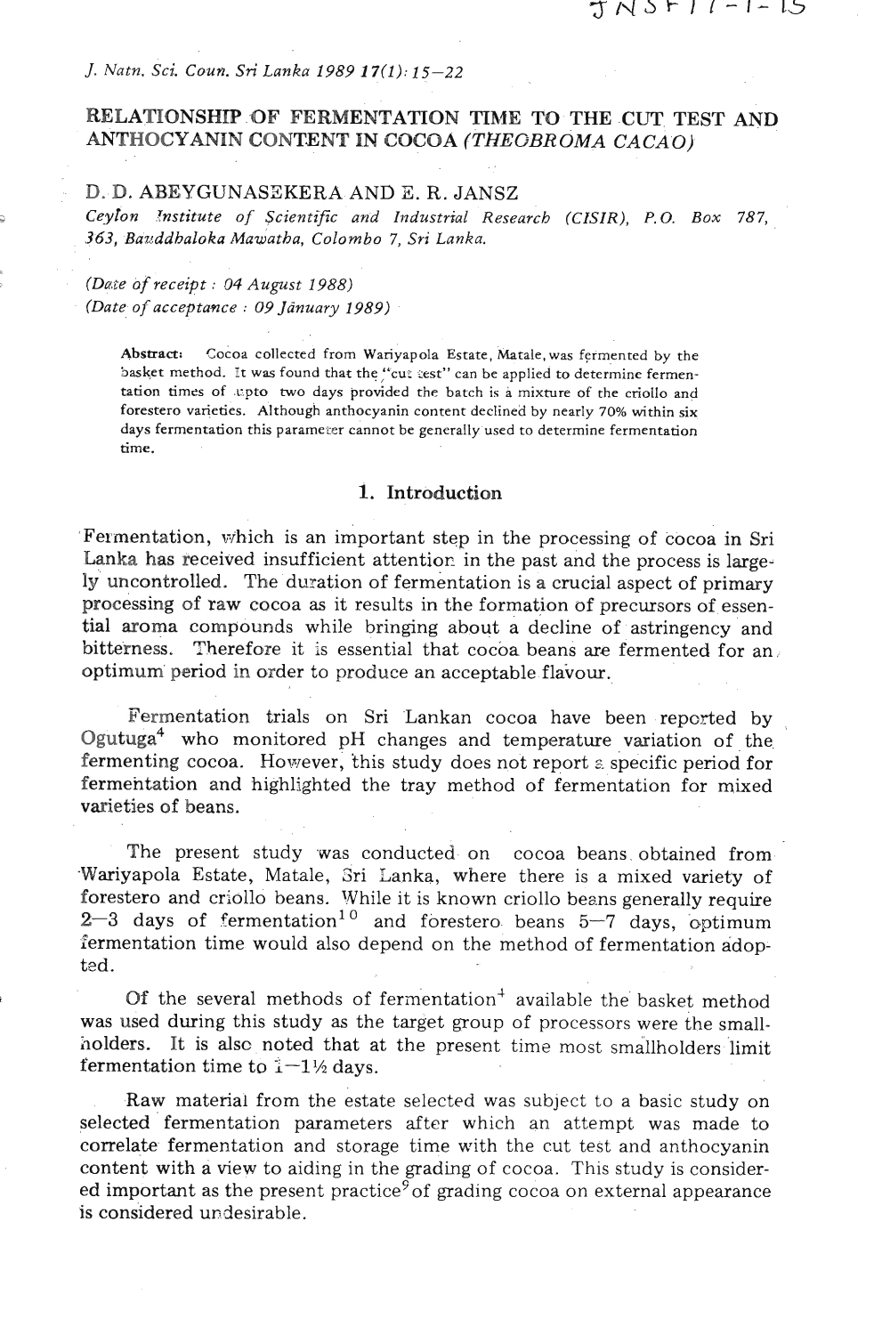# RELATIONSHIP OF FERMENTATION TIME TO THE CUT TEST AND ANTHOCYANIN CONTENT IN COCOA *(THEOBROMA CACAO)*

**D. D. ABEYGUNASEKERA AND E. R. JANSZ**

*Ceylon Institute of Scientific and Industrial Research (CISIR), P.O. Box 787, 363, Bauddhaloka Mawatha, Colombo 7, Sri Lanka.*

*(Date of receipt : 04 August 1988)*
*(Date of acceptance : 09 January 1989)*

**Abstract:** Cocoa collected from Wariyapola Estate, Matale, was fermented by the basket method. It was found that the "cut test" can be applied to determine fermentation times of upto two days provided the batch is a mixture of the criollo and forestero varieties. Although anthocyanin content declined by nearly 70% within six days fermentation this parameter cannot be generally used to determine fermentation time.

## 1. Introduction

Fermentation, which is an important step in the processing of cocoa in Sri Lanka has received insufficient attention in the past and the process is largely uncontrolled. The duration of fermentation is a crucial aspect of primary processing of raw cocoa as it results in the formation of precursors of essential aroma compounds while bringing about a decline of astringency and bitterness. Therefore it is essential that cocoa beans are fermented for an optimum period in order to produce an acceptable flavour.

Fermentation trials on Sri Lankan cocoa have been reported by Ogutuga[4] who monitored pH changes and temperature variation of the fermenting cocoa. However, this study does not report a specific period for fermentation and highlighted the tray method of fermentation for mixed varieties of beans.

The present study was conducted on cocoa beans obtained from Wariyapola Estate, Matale, Sri Lanka, where there is a mixed variety of forestero and criollo beans. While it is known criollo beans generally require 2—3 days of fermentation[10] and forestero beans 5—7 days, optimum fermentation time would also depend on the method of fermentation adopted.

Of the several methods of fermentation[4] available the basket method was used during this study as the target group of processors were the smallholders. It is also noted that at the present time most smallholders limit fermentation time to 1—1½ days.

Raw material from the estate selected was subject to a basic study on selected fermentation parameters after which an attempt was made to correlate fermentation and storage time with the cut test and anthocyanin content with a view to aiding in the grading of cocoa. This study is considered important as the present practice[9] of grading cocoa on external appearance is considered undesirable.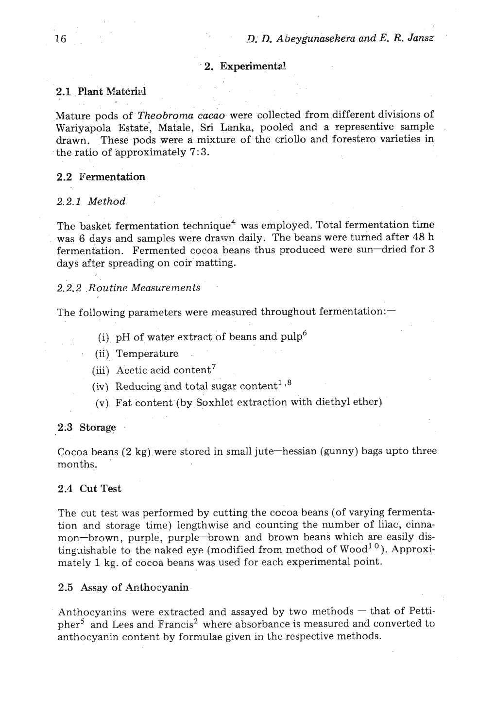## 2. Experimental

### 2.1 Plant Material

Mature pods of *Theobroma cacao* were collected from different divisions of Wariyapola Estate, Matale, Sri Lanka, pooled and a representive sample drawn. These pods were a mixture of the criollo and forestero varieties in the ratio of approximately 7:3.

### 2.2 Fermentation

#### *2.2.1 Method*

The basket fermentation technique[4] was employed. Total fermentation time was 6 days and samples were drawn daily. The beans were turned after 48 h fermentation. Fermented cocoa beans thus produced were sun—dried for 3 days after spreading on coir matting.

#### *2.2.2 Routine Measurements*

The following parameters were measured throughout fermentation:—

- (i) pH of water extract of beans and pulp[6]
- (ii) Temperature
- (iii) Acetic acid content[7]
- (iv) Reducing and total sugar content[1,8]
- (v) Fat content (by Soxhlet extraction with diethyl ether)

### 2.3 Storage

Cocoa beans (2 kg) were stored in small jute—hessian (gunny) bags upto three months.

### 2.4 Cut Test

The cut test was performed by cutting the cocoa beans (of varying fermentation and storage time) lengthwise and counting the number of lilac, cinnamon—brown, purple, purple—brown and brown beans which are easily distinguishable to the naked eye (modified from method of Wood[10]). Approximately 1 kg. of cocoa beans was used for each experimental point.

### 2.5 Assay of Anthocyanin

Anthocyanins were extracted and assayed by two methods — that of Pettipher[5] and Lees and Francis[2] where absorbance is measured and converted to anthocyanin content by formulae given in the respective methods.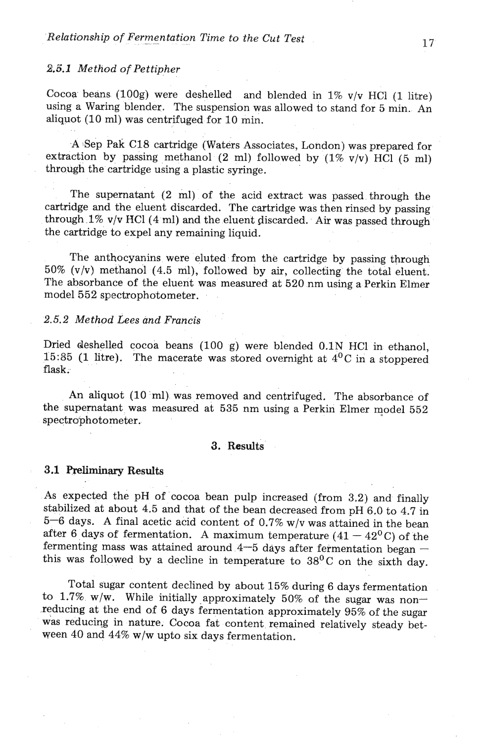### 2.5.1 *Method of Pettipher*

Cocoa beans (100g) were deshelled and blended in 1% v/v HCl (1 litre) using a Waring blender. The suspension was allowed to stand for 5 min. An aliquot (10 ml) was centrifuged for 10 min.

A Sep Pak C18 cartridge (Waters Associates, London) was prepared for extraction by passing methanol (2 ml) followed by (1% v/v) HCl (5 ml) through the cartridge using a plastic syringe.

The supernatant (2 ml) of the acid extract was passed through the cartridge and the eluent discarded. The cartridge was then rinsed by passing through 1% v/v HCl (4 ml) and the eluent discarded. Air was passed through the cartridge to expel any remaining liquid.

The anthocyanins were eluted from the cartridge by passing through 50% (v/v) methanol (4.5 ml), followed by air, collecting the total eluent. The absorbance of the eluent was measured at 520 nm using a Perkin Elmer model 552 spectrophotometer.

### 2.5.2 *Method Lees and Francis*

Dried deshelled cocoa beans (100 g) were blended 0.1N HCl in ethanol, 15:85 (1 litre). The macerate was stored overnight at $4^{0}$C in a stoppered flask.

An aliquot (10 ml) was removed and centrifuged. The absorbance of the supernatant was measured at 535 nm using a Perkin Elmer model 552 spectrophotometer.

## 3. Results

### 3.1 Preliminary Results

As expected the pH of cocoa bean pulp increased (from 3.2) and finally stabilized at about 4.5 and that of the bean decreased from pH 6.0 to 4.7 in 5–6 days. A final acetic acid content of 0.7% w/v was attained in the bean after 6 days of fermentation. A maximum temperature (41 – $42^{0}$C) of the fermenting mass was attained around 4–5 days after fermentation began – this was followed by a decline in temperature to $38^{0}$C on the sixth day.

Total sugar content declined by about 15% during 6 days fermentation to 1.7% w/w. While initially approximately 50% of the sugar was non-reducing at the end of 6 days fermentation approximately 95% of the sugar was reducing in nature. Cocoa fat content remained relatively steady between 40 and 44% w/w upto six days fermentation.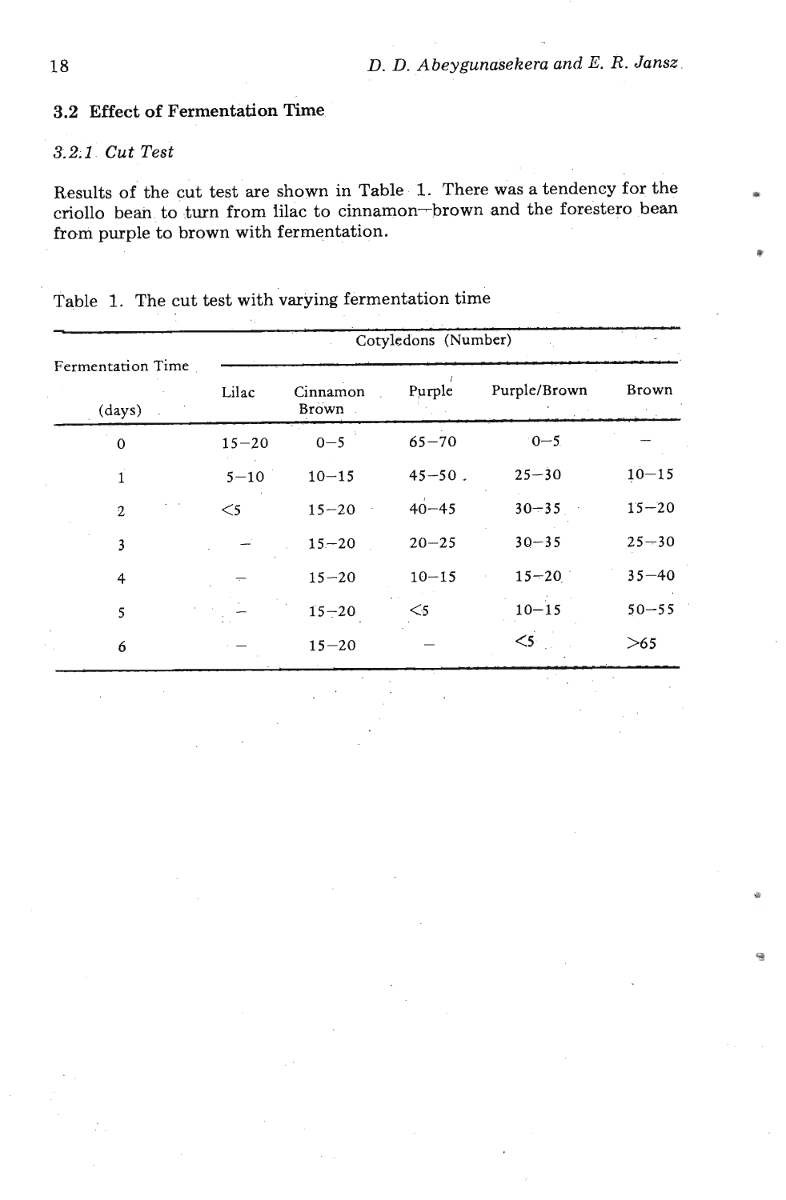## 3.2 Effect of Fermentation Time

### *3.2.1 Cut Test*

Results of the cut test are shown in Table 1. There was a tendency for the criollo bean to turn from lilac to cinnamon–brown and the forestero bean from purple to brown with fermentation.

Table 1. The cut test with varying fermentation time

| Fermentation Time (days) | Cotyledons (Number) | | | | |
|---|---|---|---|---|---|
| | Lilac | Cinnamon Brown | Purple | Purple/Brown | Brown |
| 0 | 15–20 | 0–5 | 65–70 | 0–5 | – |
| 1 | 5–10 | 10–15 | 45–50 | 25–30 | 10–15 |
| 2 | <5 | 15–20 | 40–45 | 30–35 | 15–20 |
| 3 | – | 15–20 | 20–25 | 30–35 | 25–30 |
| 4 | – | 15–20 | 10–15 | 15–20 | 35–40 |
| 5 | – | 15–20 | <5 | 10–15 | 50–55 |
| 6 | – | 15–20 | – | <5 | >65 |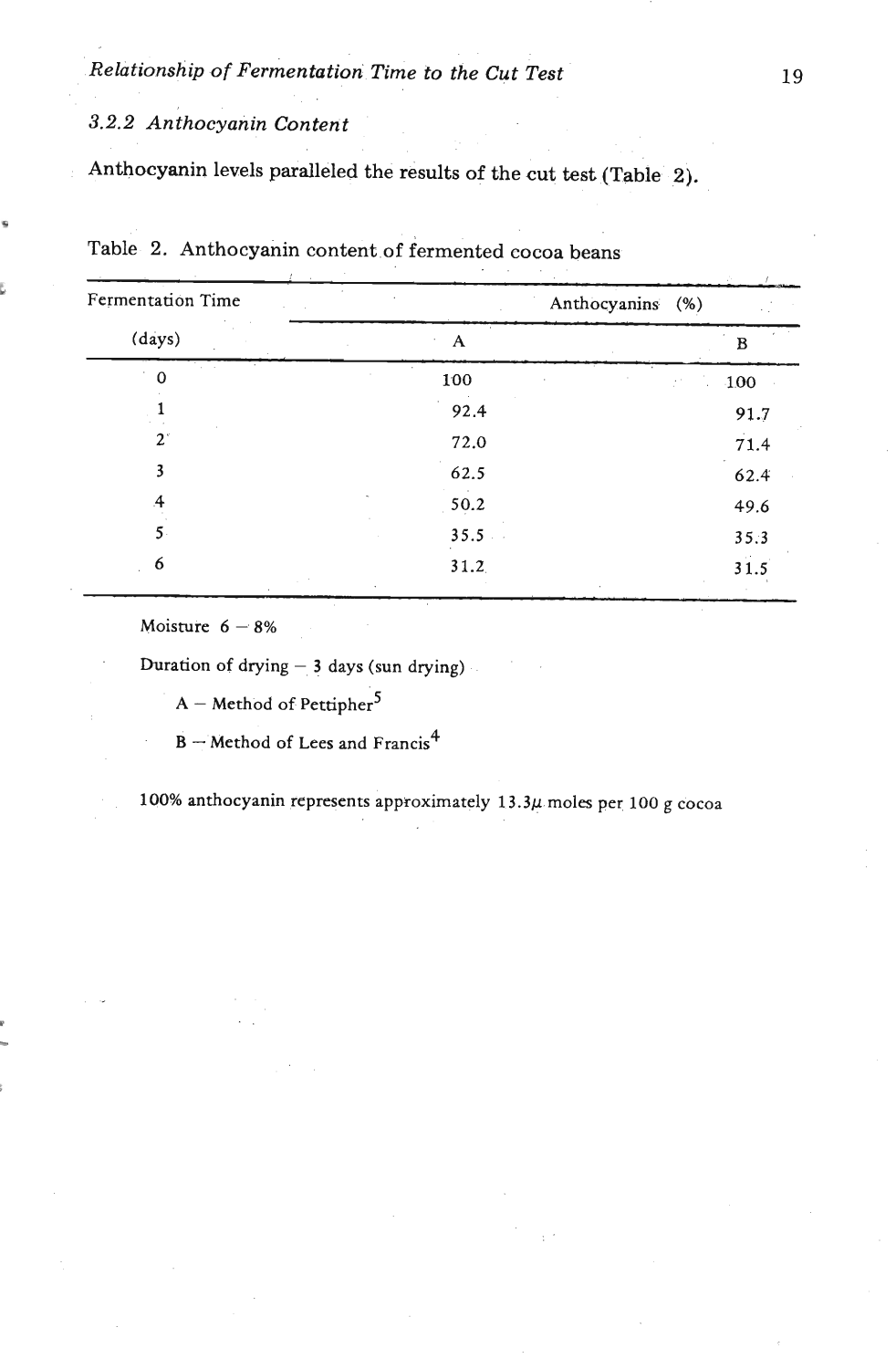### 3.2.2 *Anthocyanin Content*

Anthocyanin levels paralleled the results of the cut test (Table 2).

Table 2. Anthocyanin content of fermented cocoa beans

| Fermentation Time | Anthocyanins (%) | |
|---|---|---|
| (days) | A | B |
| 0 | 100 | 100 |
| 1 | 92.4 | 91.7 |
| 2 | 72.0 | 71.4 |
| 3 | 62.5 | 62.4 |
| 4 | 50.2 | 49.6 |
| 5 | 35.5 | 35.3 |
| 6 | 31.2 | 31.5 |

Moisture 6 – 8%

Duration of drying – 3 days (sun drying)

A – Method of Pettipher[5]

B – Method of Lees and Francis[4]

100% anthocyanin represents approximately 13.3$\mu$ moles per 100 g cocoa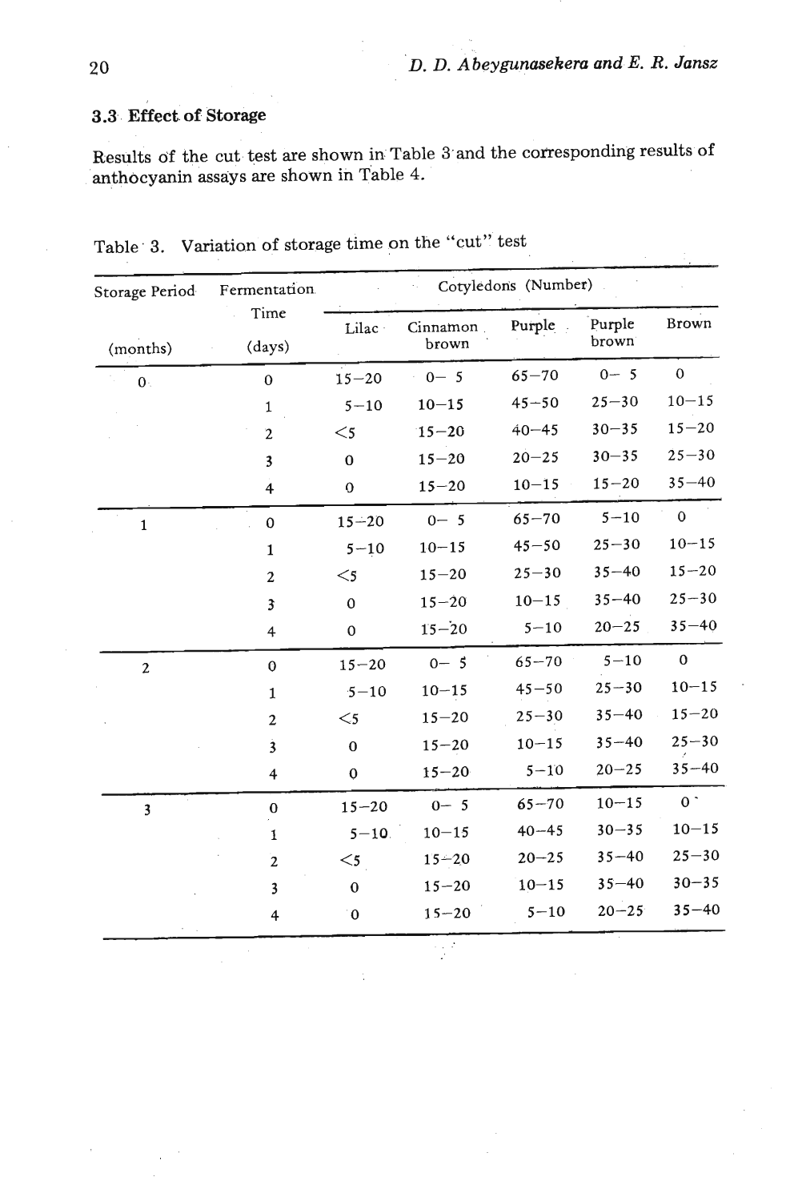### 3.3 Effect of Storage

Results of the cut test are shown in Table 3 and the corresponding results of anthocyanin assays are shown in Table 4.

Table 3. Variation of storage time on the "cut" test

| Storage Period (months) | Fermentation Time (days) | Cotyledons (Number) | | | | |
|---|---|---|---|---|---|---|
| | | Lilac | Cinnamon brown | Purple | Purple brown | Brown |
| 0 | 0 | 15–20 | 0– 5 | 65–70 | 0– 5 | 0 |
| | 1 | 5–10 | 10–15 | 45–50 | 25–30 | 10–15 |
| | 2 | <5 | 15–20 | 40–45 | 30–35 | 15–20 |
| | 3 | 0 | 15–20 | 20–25 | 30–35 | 25–30 |
| | 4 | 0 | 15–20 | 10–15 | 15–20 | 35–40 |
| 1 | 0 | 15–20 | 0– 5 | 65–70 | 5–10 | 0 |
| | 1 | 5–10 | 10–15 | 45–50 | 25–30 | 10–15 |
| | 2 | <5 | 15–20 | 25–30 | 35–40 | 15–20 |
| | 3 | 0 | 15–20 | 10–15 | 35–40 | 25–30 |
| | 4 | 0 | 15–20 | 5–10 | 20–25 | 35–40 |
| 2 | 0 | 15–20 | 0– 5 | 65–70 | 5–10 | 0 |
| | 1 | 5–10 | 10–15 | 45–50 | 25–30 | 10–15 |
| | 2 | <5 | 15–20 | 25–30 | 35–40 | 15–20 |
| | 3 | 0 | 15–20 | 10–15 | 35–40 | 25–30 |
| | 4 | 0 | 15–20 | 5–10 | 20–25 | 35–40 |
| 3 | 0 | 15–20 | 0– 5 | 65–70 | 10–15 | 0 |
| | 1 | 5–10 | 10–15 | 40–45 | 30–35 | 10–15 |
| | 2 | <5 | 15–20 | 20–25 | 35–40 | 25–30 |
| | 3 | 0 | 15–20 | 10–15 | 35–40 | 30–35 |
| | 4 | 0 | 15–20 | 5–10 | 20–25 | 35–40 |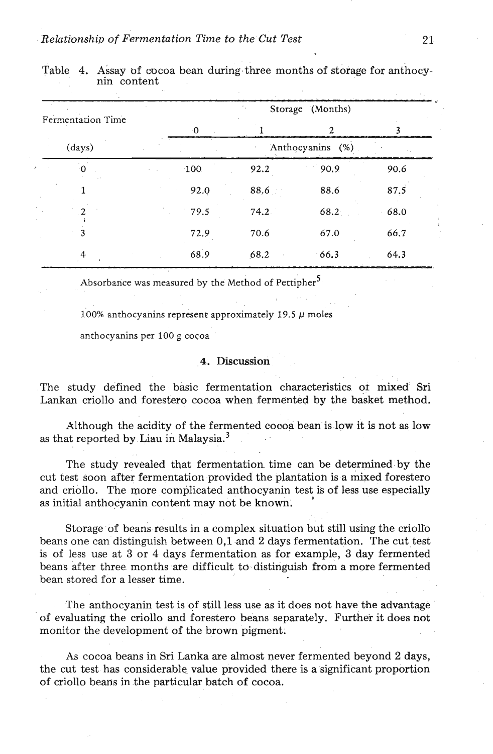Table 4. Assay of cocoa bean during three months of storage for anthocynin content

| Fermentation Time | Storage (Months) | | | |
|---|---|---|---|---|
| | 0 | 1 | 2 | 3 |
| (days) | Anthocyanins (%) | | | |
| 0 | 100 | 92.2 | 90.9 | 90.6 |
| 1 | 92.0 | 88.6 | 88.6 | 87.5 |
| 2 | 79.5 | 74.2 | 68.2 | 68.0 |
| 3 | 72.9 | 70.6 | 67.0 | 66.7 |
| 4 | 68.9 | 68.2 | 66.3 | 64.3 |

Absorbance was measured by the Method of Pettipher[5]

100% anthocyanins represent approximately 19.5 $\mu$ moles anthocyanins per 100 g cocoa

## 4. Discussion

The study defined the basic fermentation characteristics of mixed Sri Lankan criollo and forestero cocoa when fermented by the basket method.

Although the acidity of the fermented cocoa bean is low it is not as low as that reported by Liau in Malaysia.[3]

The study revealed that fermentation time can be determined by the cut test soon after fermentation provided the plantation is a mixed forestero and criollo. The more complicated anthocyanin test is of less use especially as initial anthocyanin content may not be known.

Storage of beans results in a complex situation but still using the criollo beans one can distinguish between 0,1 and 2 days fermentation. The cut test is of less use at 3 or 4 days fermentation as for example, 3 day fermented beans after three months are difficult to distinguish from a more fermented bean stored for a lesser time.

The anthocyanin test is of still less use as it does not have the advantage of evaluating the criollo and forestero beans separately. Further it does not monitor the development of the brown pigment.

As cocoa beans in Sri Lanka are almost never fermented beyond 2 days, the cut test has considerable value provided there is a significant proportion of criollo beans in the particular batch of cocoa.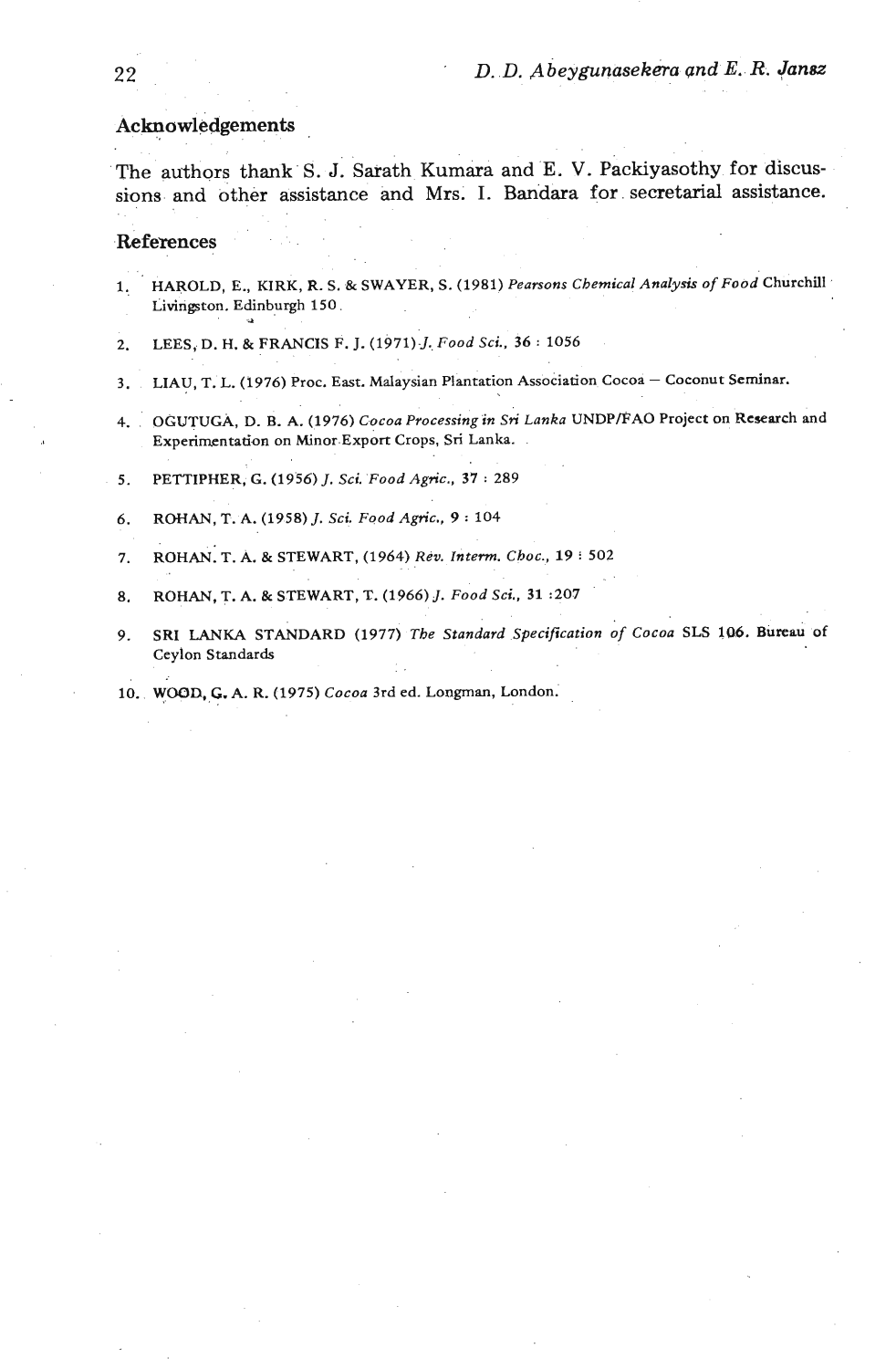## Acknowledgements

The authors thank S. J. Sarath Kumara and E. V. Packiyasothy for discussions and other assistance and Mrs. I. Bandara for secretarial assistance.

## References

1. HAROLD, E., KIRK, R. S. & SWAYER, S. (1981) *Pearsons Chemical Analysis of Food* Churchill Livingston. Edinburgh 150.
2. LEES, D. H. & FRANCIS F. J. (1971) *J. Food Sci.*, **36** : 1056
3. LIAU, T. L. (1976) Proc. East. Malaysian Plantation Association Cocoa – Coconut Seminar.
4. OGUTUGA, D. B. A. (1976) *Cocoa Processing in Sri Lanka* UNDP/FAO Project on Research and Experimentation on Minor Export Crops, Sri Lanka.
5. PETTIPHER, G. (1956) *J. Sci. Food Agric.*, **37** : 289
6. ROHAN, T. A. (1958) *J. Sci. Food Agric.*, **9** : 104
7. ROHAN. T. A. & STEWART, (1964) *Rev. Interm. Choc.*, **19** : 502
8. ROHAN, T. A. & STEWART, T. (1966) *J. Food Sci.*, **31** :207
9. SRI LANKA STANDARD (1977) *The Standard Specification of Cocoa* SLS 106. Bureau of Ceylon Standards
10. WOOD, G. A. R. (1975) *Cocoa* 3rd ed. Longman, London.